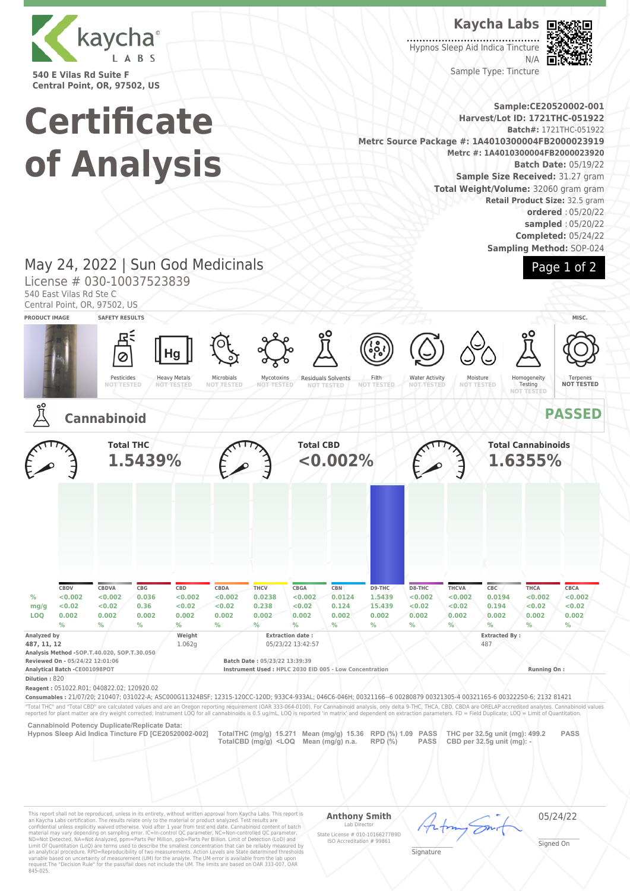kaycha LABS

540 E Vilas Rd Suite F
Central Point, OR, 97502, US

# Certificate of Analysis

**Kaycha Labs**

Hypnos Sleep Aid Indica Tincture
N/A
Sample Type: Tincture

**Sample:CE20520002-001**
**Harvest/Lot ID: 1721THC-051922**
**Batch#:** 1721THC-051922
**Metrc Source Package #: 1A4010300004FB2000023919**
**Metrc #: 1A4010300004FB2000023920**
**Batch Date:** 05/19/22
**Sample Size Received:** 31.27 gram
**Total Weight/Volume:** 32060 gram gram
**Retail Product Size:** 32.5 gram
**ordered** : 05/20/22
**sampled** : 05/20/22
**Completed:** 05/24/22
**Sampling Method:** SOP-024

May 24, 2022 | Sun God Medicinals
License # 030-10037523839
540 East Vilas Rd Ste C
Central Point, OR, 97502, US

**PRODUCT IMAGE** | **SAFETY RESULTS** | **MISC.**

| Pesticides | Heavy Metals | Microbials | Mycotoxins | Residuals Solvents | Filth | Water Activity | Moisture | Homogeneity Testing | Terpenes |
|---|---|---|---|---|---|---|---|---|---|
| NOT TESTED | NOT TESTED | NOT TESTED | NOT TESTED | NOT TESTED | NOT TESTED | NOT TESTED | NOT TESTED | NOT TESTED | NOT TESTED |

## Cannabinoid — PASSED

**Total THC** 1.5439% | **Total CBD** <0.002% | **Total Cannabinoids** 1.6355%

| | CBDV | CBDVA | CBG | CBD | CBDA | THCV | CBGA | CBN | D9-THC | D8-THC | THCVA | CBC | THCA | CBCA |
|---|---|---|---|---|---|---|---|---|---|---|---|---|---|---|
| % | <0.002 | <0.002 | 0.036 | <0.002 | <0.002 | 0.0238 | <0.002 | 0.0124 | 1.5439 | <0.002 | <0.002 | 0.0194 | <0.002 | <0.002 |
| mg/g | <0.02 | <0.02 | 0.36 | <0.02 | <0.02 | 0.238 | <0.02 | 0.124 | 15.439 | <0.02 | <0.02 | 0.194 | <0.02 | <0.02 |
| LOQ | 0.002 % | 0.002 % | 0.002 % | 0.002 % | 0.002 % | 0.002 % | 0.002 % | 0.002 % | 0.002 % | 0.002 % | 0.002 % | 0.002 % | 0.002 % | 0.002 % |

**Analyzed by** 487, 11, 12 | **Weight** 1.062g | **Extraction date :** 05/23/22 13:42:57 | **Extracted By :** 487

**Analysis Method** -SOP.T.40.020, SOP.T.30.050
**Reviewed On** - 05/24/22 12:01:06 | **Batch Date :** 05/23/22 13:39:39
**Analytical Batch** -CE001098POT | **Instrument Used :** HPLC 2030 EID 005 - Low Concentration | **Running On :**
**Dilution :** 820
**Reagent :** 051022.R01; 040822.02; 120920.02
**Consumables :** 21/07/20; 210407; 031022-A; ASC000G11324BSF; 12315-120CC-120D; 933C4-933AL; 046C6-046H; 00321166--6 00280879 00321305-4 00321165-6 00322250-6; 2132 81421

"Total THC" and "Total CBD" are calculated values and are an Oregon reporting requirement (OAR 333-064-0100). For Cannabinoid analysis, only delta 9-THC, THCA, CBD, CBDA are ORELAP accredited analytes. Cannabinoid values reported for plant matter are dry weight corrected; Instrument LOQ for all cannabinoids is 0.5 ug/mL, LOQ is reported 'in matrix' and dependent on extraction parameters. FD = Field Duplicate; LOQ = Limit of Quantitation.

**Cannabinoid Potency Duplicate/Replicate Data:**

| Hypnos Sleep Aid Indica Tincture FD [CE20520002-002] | TotalTHC (mg/g) 15.271 | Mean (mg/g) 15.36 | RPD (%) 1.09 | PASS | THC per 32.5g unit (mg): 499.2 | PASS |
|---|---|---|---|---|---|---|
| | TotalCBD (mg/g) <LOQ | Mean (mg/g) n.a. | RPD (%) | PASS | CBD per 32.5g unit (mg): - | |

This report shall not be reproduced, unless in its entirety, without written approval from Kaycha Labs. This report is an Kaycha Labs certification. The results relate only to the material or product analyzed. Test results are confidential unless explicitly waived otherwise. Void after 1 year from test end date. Cannabinoid content of batch material may vary depending on sampling error. IC=In-control QC parameter, NC=Non-controlled QC parameter, ND=Not Detected, NA=Not Analyzed, ppm=Parts Per Million, ppb=Parts Per Billion. Limit of Detection (LoD) and Limit Of Quantitation (LoQ) are terms used to describe the smallest concentration that can be reliably measured by an analytical procedure. RPD=Reproducibility of two measurements. Action Levels are State determined thresholds variable based on uncertainty of measurement (UM) for the analyte. The UM error is available from the lab upon request.The "Decision Rule" for the pass/fail does not include the UM. The limits are based on OAR 333-007, OAR 845-025.

**Anthony Smith**
Lab Director
State License # 010-10166277B9D
ISO Accreditation # 99861

Signature

05/24/22
Signed On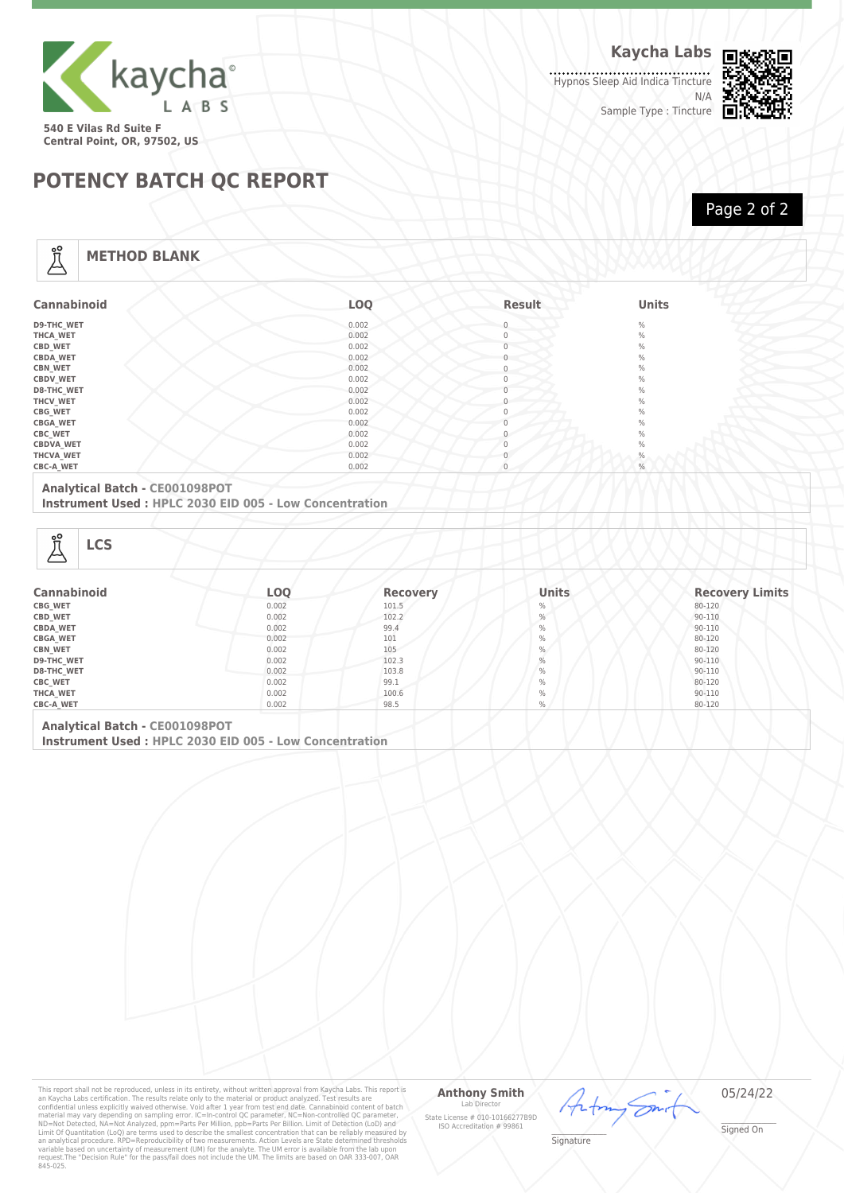**Kaycha Labs**

Hypnos Sleep Aid Indica Tincture
N/A
Sample Type : Tincture

540 E Vilas Rd Suite F
Central Point, OR, 97502, US

# POTENCY BATCH QC REPORT

## METHOD BLANK

| Cannabinoid | LOQ | Result | Units |
|---|---|---|---|
| D9-THC_WET | 0.002 | 0 | % |
| THCA_WET | 0.002 | 0 | % |
| CBD_WET | 0.002 | 0 | % |
| CBDA_WET | 0.002 | 0 | % |
| CBN_WET | 0.002 | 0 | % |
| CBDV_WET | 0.002 | 0 | % |
| D8-THC_WET | 0.002 | 0 | % |
| THCV_WET | 0.002 | 0 | % |
| CBG_WET | 0.002 | 0 | % |
| CBGA_WET | 0.002 | 0 | % |
| CBC_WET | 0.002 | 0 | % |
| CBDVA_WET | 0.002 | 0 | % |
| THCVA_WET | 0.002 | 0 | % |
| CBC-A_WET | 0.002 | 0 | % |

**Analytical Batch -** CE001098POT
**Instrument Used :** HPLC 2030 EID 005 - Low Concentration

## LCS

| Cannabinoid | LOQ | Recovery | Units | Recovery Limits |
|---|---|---|---|---|
| CBG_WET | 0.002 | 101.5 | % | 80-120 |
| CBD_WET | 0.002 | 102.2 | % | 90-110 |
| CBDA_WET | 0.002 | 99.4 | % | 90-110 |
| CBGA_WET | 0.002 | 101 | % | 80-120 |
| CBN_WET | 0.002 | 105 | % | 80-120 |
| D9-THC_WET | 0.002 | 102.3 | % | 90-110 |
| D8-THC_WET | 0.002 | 103.8 | % | 90-110 |
| CBC_WET | 0.002 | 99.1 | % | 80-120 |
| THCA_WET | 0.002 | 100.6 | % | 90-110 |
| CBC-A_WET | 0.002 | 98.5 | % | 80-120 |

**Analytical Batch -** CE001098POT
**Instrument Used :** HPLC 2030 EID 005 - Low Concentration

This report shall not be reproduced, unless in its entirety, without written approval from Kaycha Labs. This report is an Kaycha Labs certification. The results relate only to the material or product analyzed. Test results are confidential unless explicitly waived otherwise. Void after 1 year from test end date. Cannabinoid content of batch material may vary depending on sampling error. IC=In-control QC parameter, NC=Non-controlled QC parameter, ND=Not Detected, NA=Not Analyzed, ppm=Parts Per Million, ppb=Parts Per Billion. Limit of Detection (LoD) and Limit Of Quantitation (LoQ) are terms used to describe the smallest concentration that can be reliably measured by an analytical procedure. RPD=Reproducibility of two measurements. Action Levels are State determined thresholds variable based on uncertainty of measurement (UM) for the analyte. The UM error is available from the lab upon request.The "Decision Rule" for the pass/fail does not include the UM. The limits are based on OAR 333-007, OAR 845-025.

**Anthony Smith**
Lab Director
State License # 010-10166277B9D
ISO Accreditation # 99861

Signature

05/24/22
Signed On